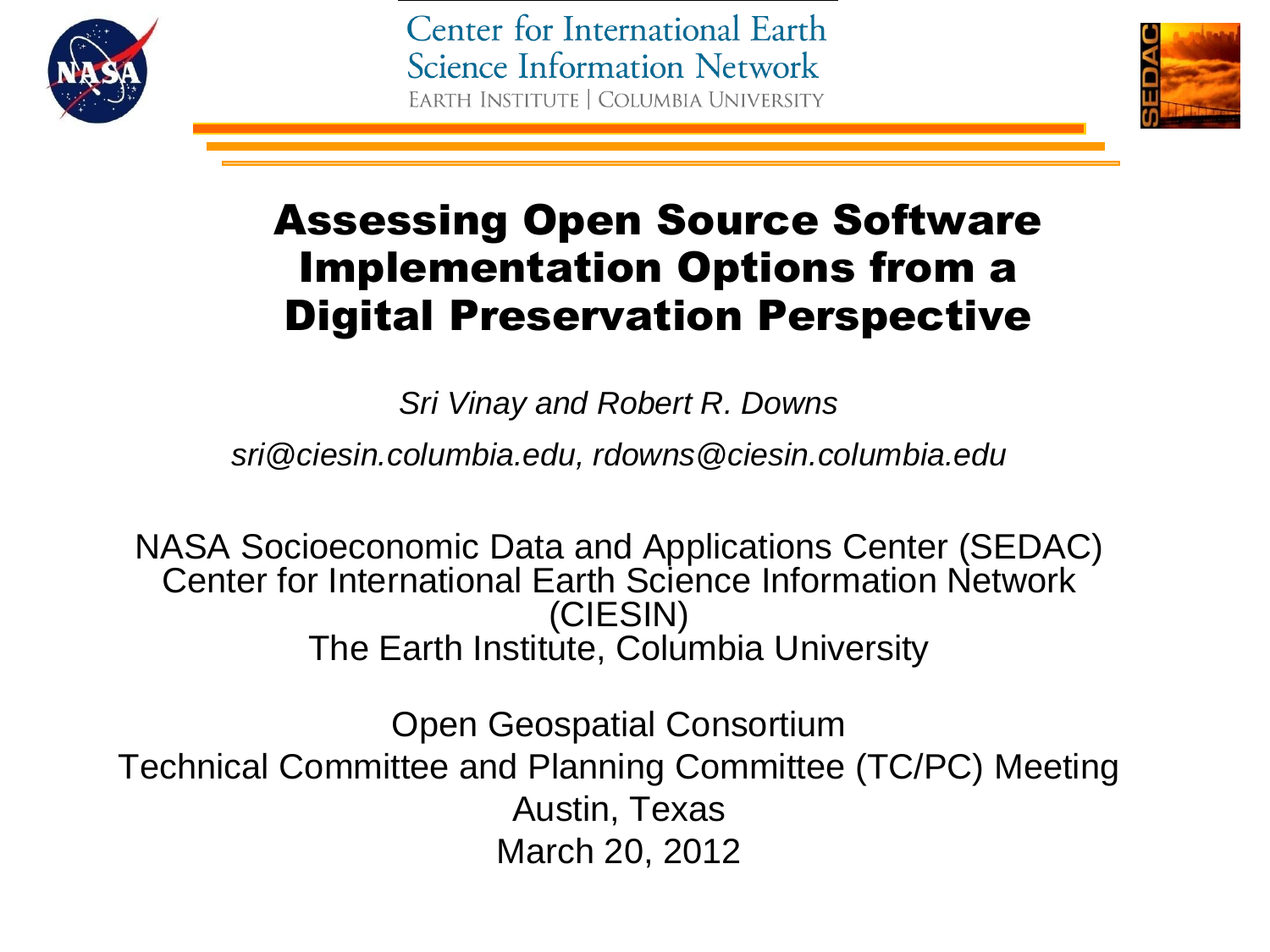Center for International Earth Science Information Network
EARTH INSTITUTE | COLUMBIA UNIVERSITY

# Assessing Open Source Software Implementation Options from a Digital Preservation Perspective

*Sri Vinay and Robert R. Downs*

*sri@ciesin.columbia.edu, rdowns@ciesin.columbia.edu*

NASA Socioeconomic Data and Applications Center (SEDAC)
Center for International Earth Science Information Network (CIESIN)
The Earth Institute, Columbia University

Open Geospatial Consortium
Technical Committee and Planning Committee (TC/PC) Meeting
Austin, Texas
March 20, 2012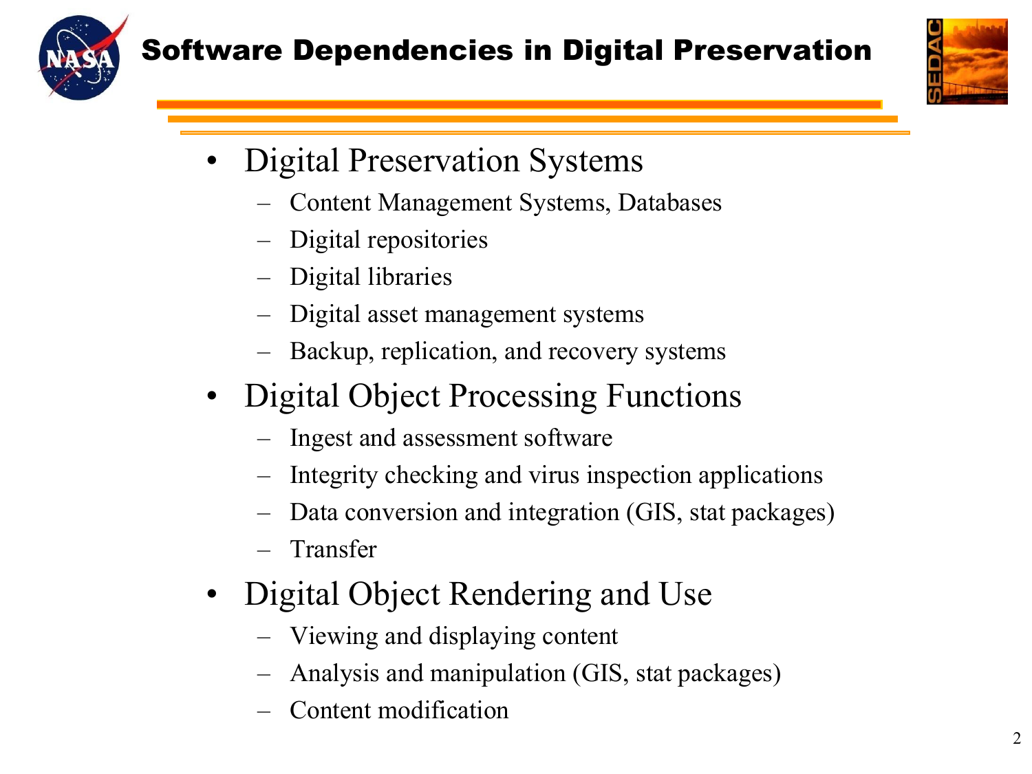# Software Dependencies in Digital Preservation

- Digital Preservation Systems
  - Content Management Systems, Databases
  - Digital repositories
  - Digital libraries
  - Digital asset management systems
  - Backup, replication, and recovery systems
- Digital Object Processing Functions
  - Ingest and assessment software
  - Integrity checking and virus inspection applications
  - Data conversion and integration (GIS, stat packages)
  - Transfer
- Digital Object Rendering and Use
  - Viewing and displaying content
  - Analysis and manipulation (GIS, stat packages)
  - Content modification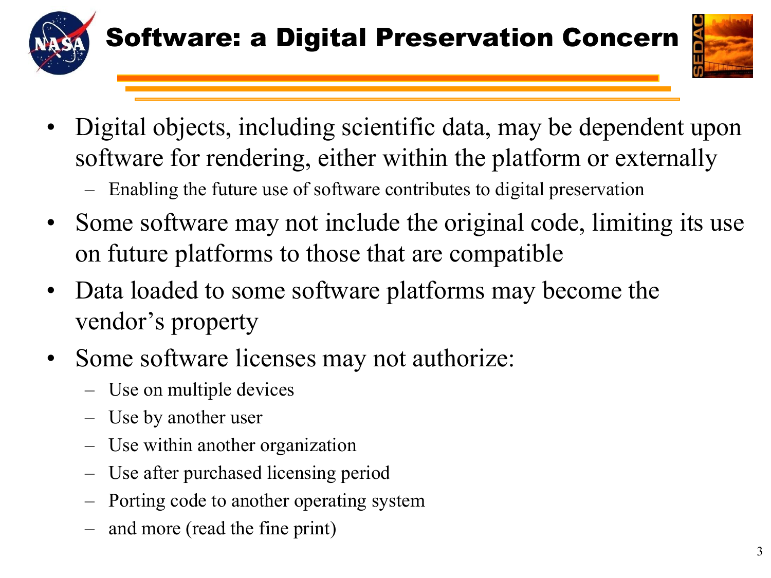# Software: a Digital Preservation Concern

- Digital objects, including scientific data, may be dependent upon software for rendering, either within the platform or externally
  - Enabling the future use of software contributes to digital preservation
- Some software may not include the original code, limiting its use on future platforms to those that are compatible
- Data loaded to some software platforms may become the vendor's property
- Some software licenses may not authorize:
  - Use on multiple devices
  - Use by another user
  - Use within another organization
  - Use after purchased licensing period
  - Porting code to another operating system
  - and more (read the fine print)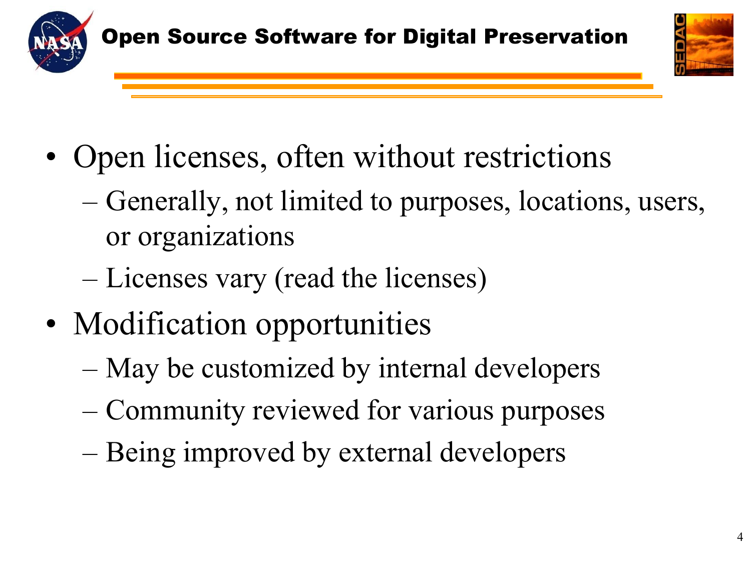# Open Source Software for Digital Preservation

- Open licenses, often without restrictions
  - Generally, not limited to purposes, locations, users, or organizations
  - Licenses vary (read the licenses)
- Modification opportunities
  - May be customized by internal developers
  - Community reviewed for various purposes
  - Being improved by external developers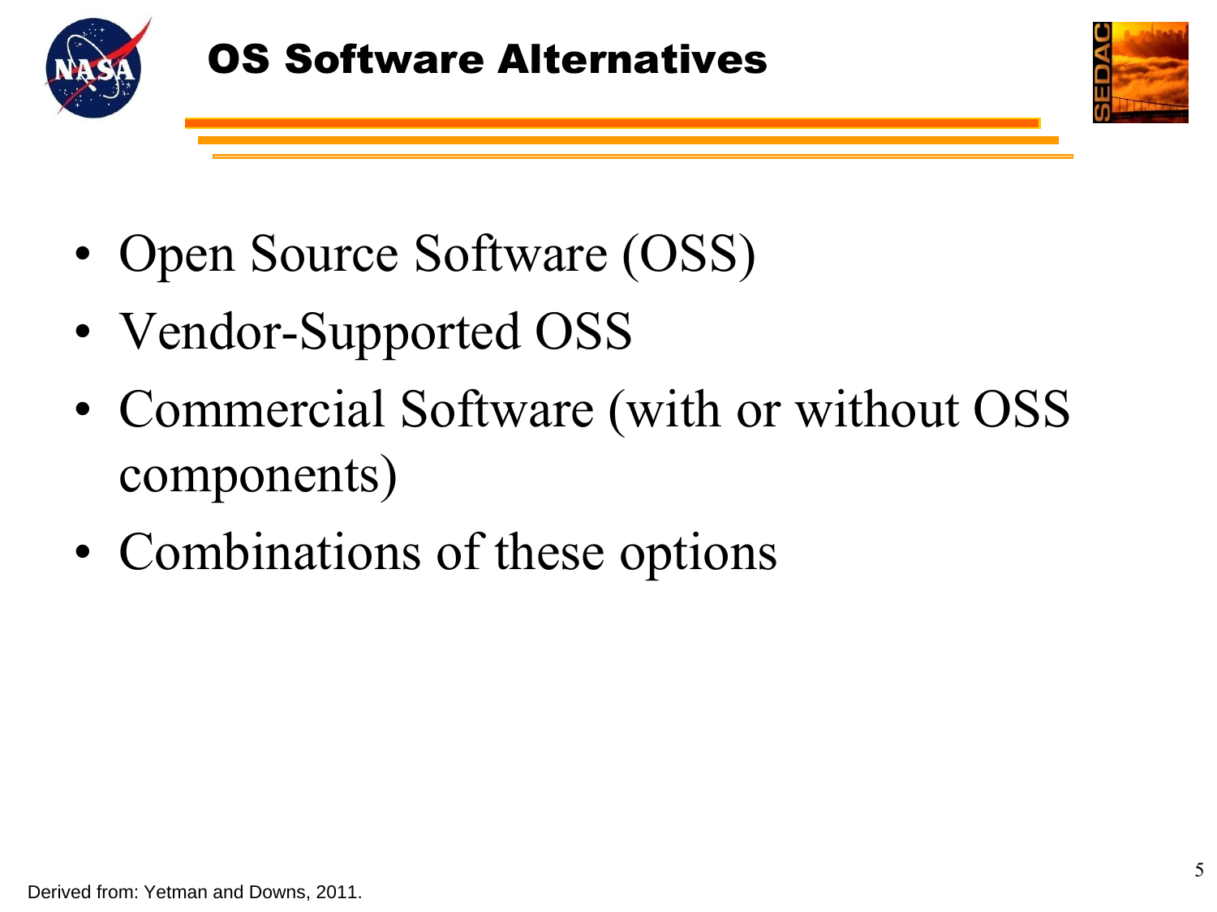# OS Software Alternatives

- Open Source Software (OSS)
- Vendor-Supported OSS
- Commercial Software (with or without OSS components)
- Combinations of these options

Derived from: Yetman and Downs, 2011.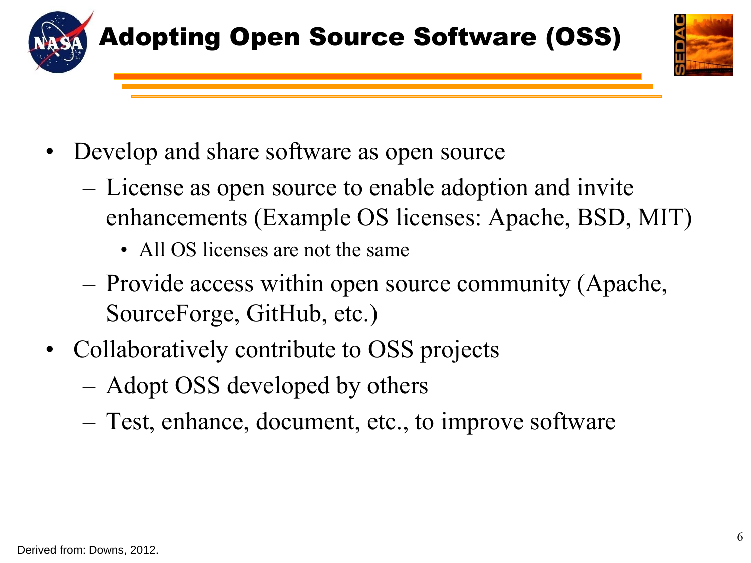# Adopting Open Source Software (OSS)

- Develop and share software as open source
  - License as open source to enable adoption and invite enhancements (Example OS licenses: Apache, BSD, MIT)
    - All OS licenses are not the same
  - Provide access within open source community (Apache, SourceForge, GitHub, etc.)
- Collaboratively contribute to OSS projects
  - Adopt OSS developed by others
  - Test, enhance, document, etc., to improve software

Derived from: Downs, 2012.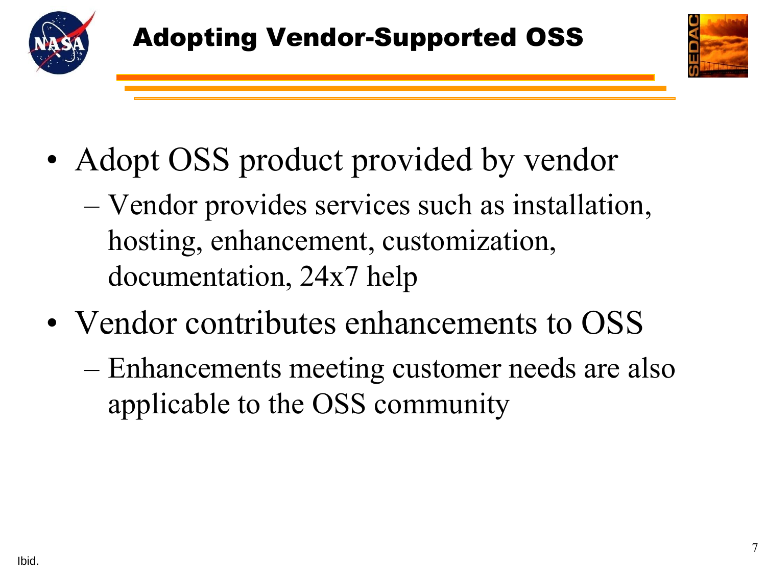# Adopting Vendor-Supported OSS

- Adopt OSS product provided by vendor
  - Vendor provides services such as installation, hosting, enhancement, customization, documentation, 24x7 help
- Vendor contributes enhancements to OSS
  - Enhancements meeting customer needs are also applicable to the OSS community

Ibid.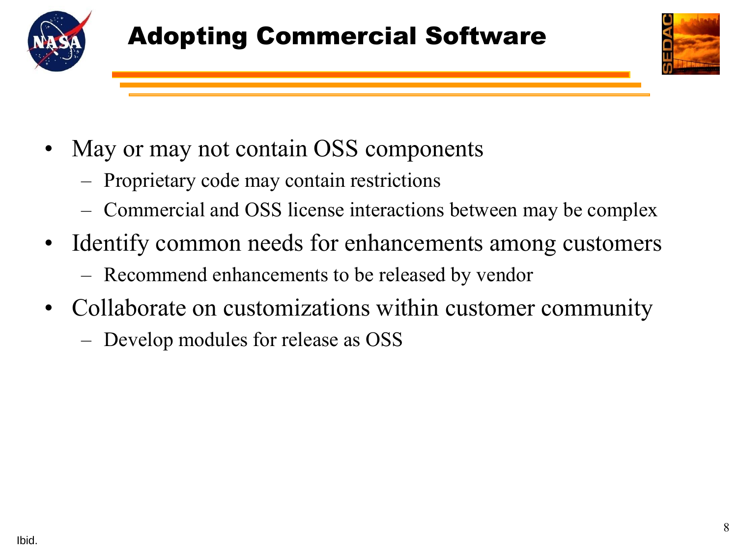# Adopting Commercial Software

- May or may not contain OSS components
  - Proprietary code may contain restrictions
  - Commercial and OSS license interactions between may be complex
- Identify common needs for enhancements among customers
  - Recommend enhancements to be released by vendor
- Collaborate on customizations within customer community
  - Develop modules for release as OSS

Ibid.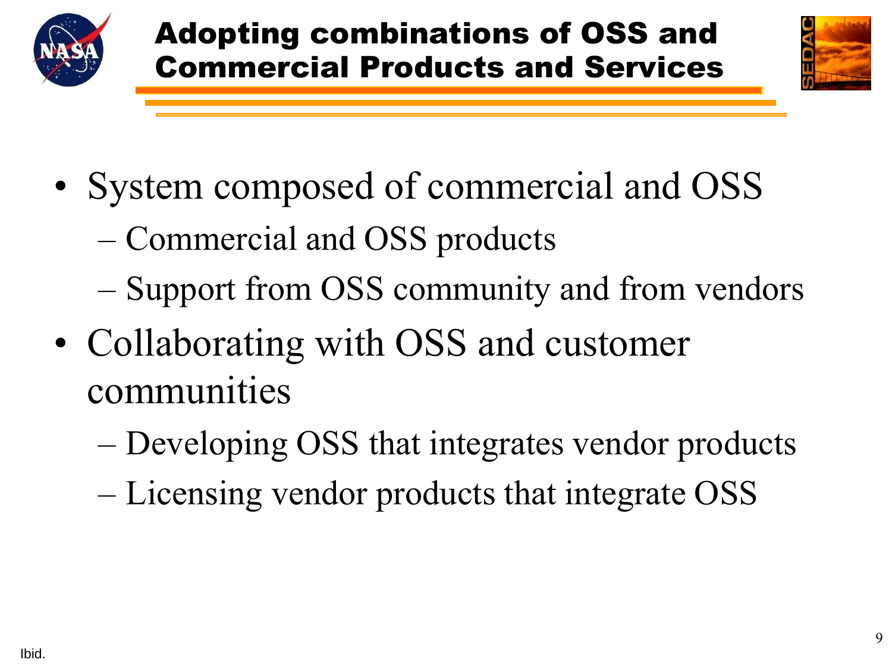# Adopting combinations of OSS and Commercial Products and Services

- System composed of commercial and OSS
  - Commercial and OSS products
  - Support from OSS community and from vendors
- Collaborating with OSS and customer communities
  - Developing OSS that integrates vendor products
  - Licensing vendor products that integrate OSS

Ibid.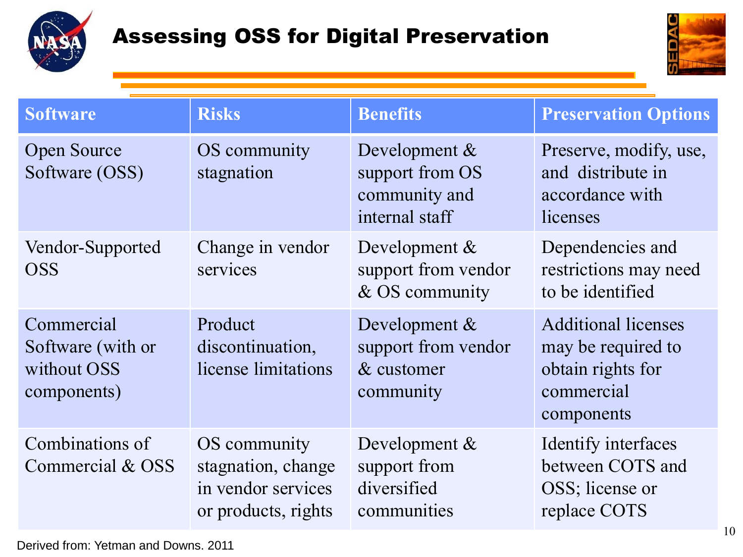# Assessing OSS for Digital Preservation

| Software | Risks | Benefits | Preservation Options |
| --- | --- | --- | --- |
| Open Source Software (OSS) | OS community stagnation | Development & support from OS community and internal staff | Preserve, modify, use, and distribute in accordance with licenses |
| Vendor-Supported OSS | Change in vendor services | Development & support from vendor & OS community | Dependencies and restrictions may need to be identified |
| Commercial Software (with or without OSS components) | Product discontinuation, license limitations | Development & support from vendor & customer community | Additional licenses may be required to obtain rights for commercial components |
| Combinations of Commercial & OSS | OS community stagnation, change in vendor services or products, rights | Development & support from diversified communities | Identify interfaces between COTS and OSS; license or replace COTS |

Derived from: Yetman and Downs. 2011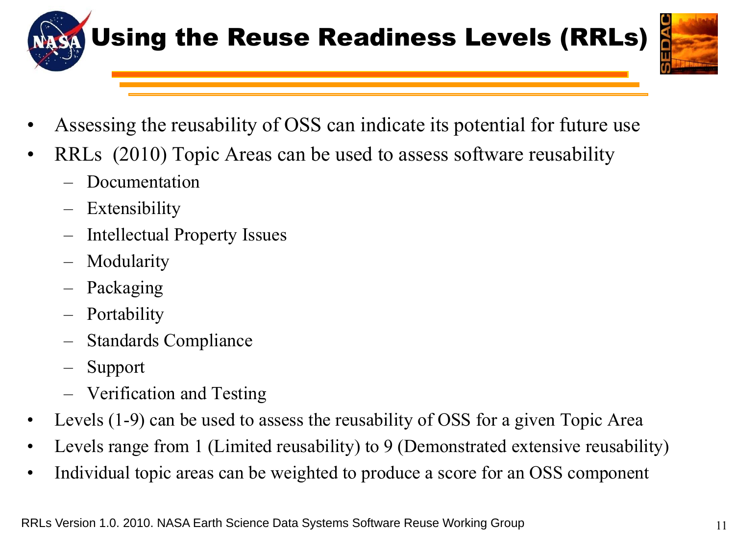# Using the Reuse Readiness Levels (RRLs)

- Assessing the reusability of OSS can indicate its potential for future use
- RRLs (2010) Topic Areas can be used to assess software reusability
  - Documentation
  - Extensibility
  - Intellectual Property Issues
  - Modularity
  - Packaging
  - Portability
  - Standards Compliance
  - Support
  - Verification and Testing
- Levels (1-9) can be used to assess the reusability of OSS for a given Topic Area
- Levels range from 1 (Limited reusability) to 9 (Demonstrated extensive reusability)
- Individual topic areas can be weighted to produce a score for an OSS component

RRLs Version 1.0. 2010. NASA Earth Science Data Systems Software Reuse Working Group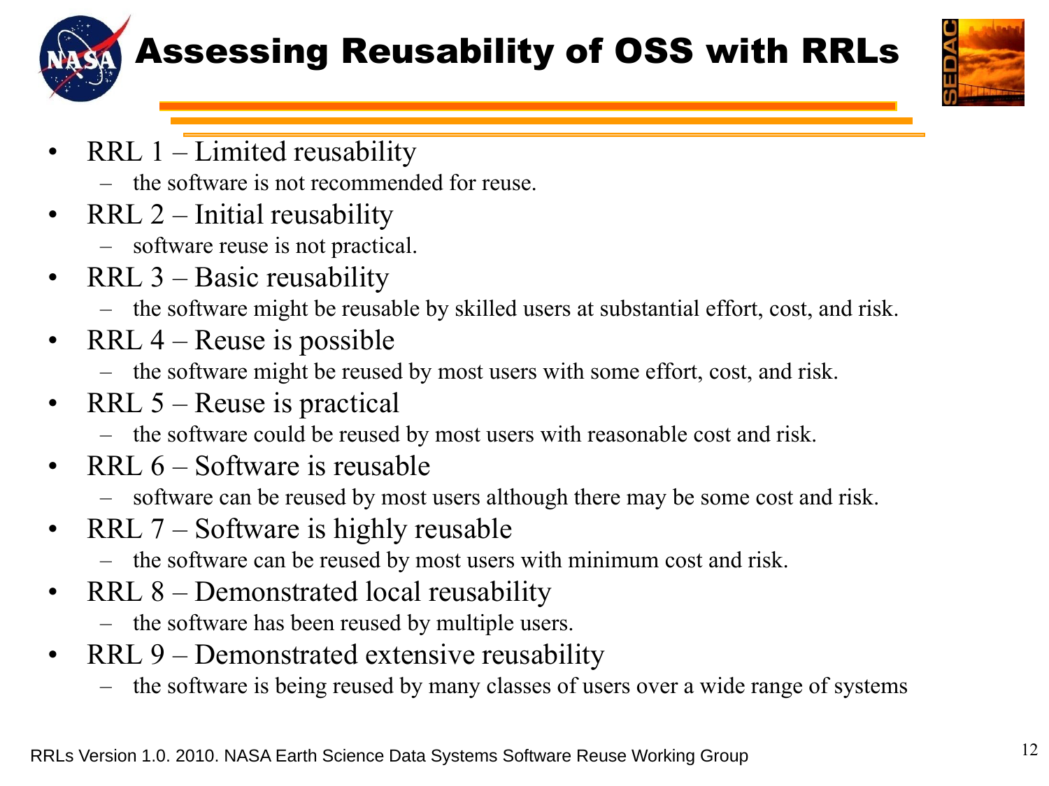# Assessing Reusability of OSS with RRLs

- RRL 1 – Limited reusability
  - the software is not recommended for reuse.
- RRL 2 – Initial reusability
  - software reuse is not practical.
- RRL 3 – Basic reusability
  - the software might be reusable by skilled users at substantial effort, cost, and risk.
- RRL 4 – Reuse is possible
  - the software might be reused by most users with some effort, cost, and risk.
- RRL 5 – Reuse is practical
  - the software could be reused by most users with reasonable cost and risk.
- RRL 6 – Software is reusable
  - software can be reused by most users although there may be some cost and risk.
- RRL 7 – Software is highly reusable
  - the software can be reused by most users with minimum cost and risk.
- RRL 8 – Demonstrated local reusability
  - the software has been reused by multiple users.
- RRL 9 – Demonstrated extensive reusability
  - the software is being reused by many classes of users over a wide range of systems

RRLs Version 1.0. 2010. NASA Earth Science Data Systems Software Reuse Working Group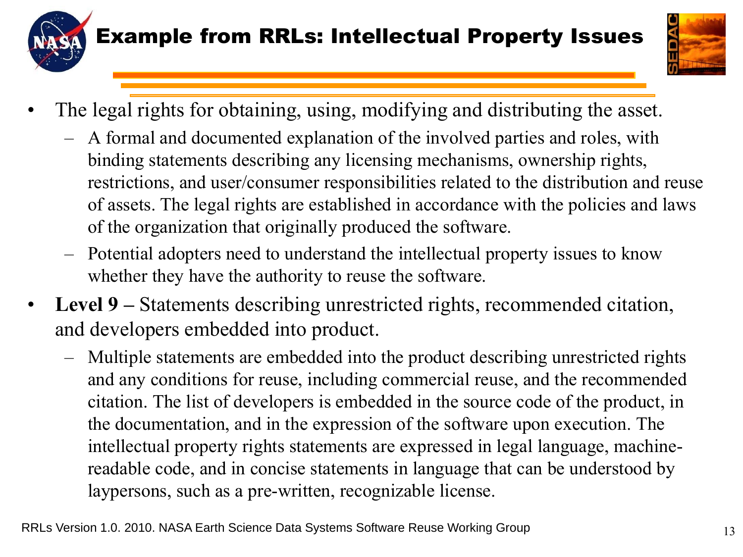# Example from RRLs: Intellectual Property Issues

- The legal rights for obtaining, using, modifying and distributing the asset.
  - A formal and documented explanation of the involved parties and roles, with binding statements describing any licensing mechanisms, ownership rights, restrictions, and user/consumer responsibilities related to the distribution and reuse of assets. The legal rights are established in accordance with the policies and laws of the organization that originally produced the software.
  - Potential adopters need to understand the intellectual property issues to know whether they have the authority to reuse the software.
- **Level 9 –** Statements describing unrestricted rights, recommended citation, and developers embedded into product.
  - Multiple statements are embedded into the product describing unrestricted rights and any conditions for reuse, including commercial reuse, and the recommended citation. The list of developers is embedded in the source code of the product, in the documentation, and in the expression of the software upon execution. The intellectual property rights statements are expressed in legal language, machine-readable code, and in concise statements in language that can be understood by laypersons, such as a pre-written, recognizable license.

RRLs Version 1.0. 2010. NASA Earth Science Data Systems Software Reuse Working Group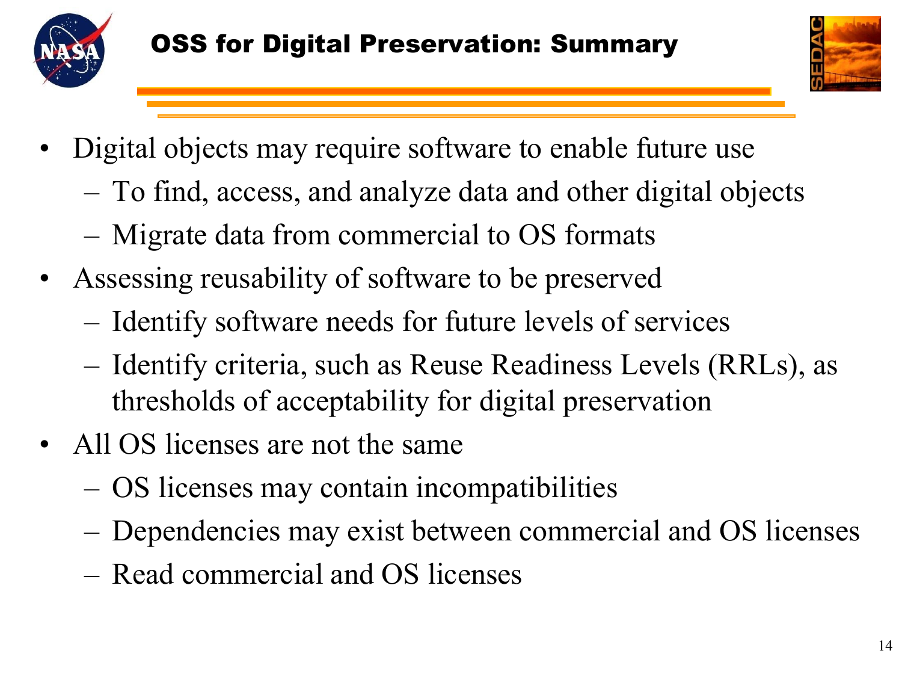# OSS for Digital Preservation: Summary

- Digital objects may require software to enable future use
  - To find, access, and analyze data and other digital objects
  - Migrate data from commercial to OS formats
- Assessing reusability of software to be preserved
  - Identify software needs for future levels of services
  - Identify criteria, such as Reuse Readiness Levels (RRLs), as thresholds of acceptability for digital preservation
- All OS licenses are not the same
  - OS licenses may contain incompatibilities
  - Dependencies may exist between commercial and OS licenses
  - Read commercial and OS licenses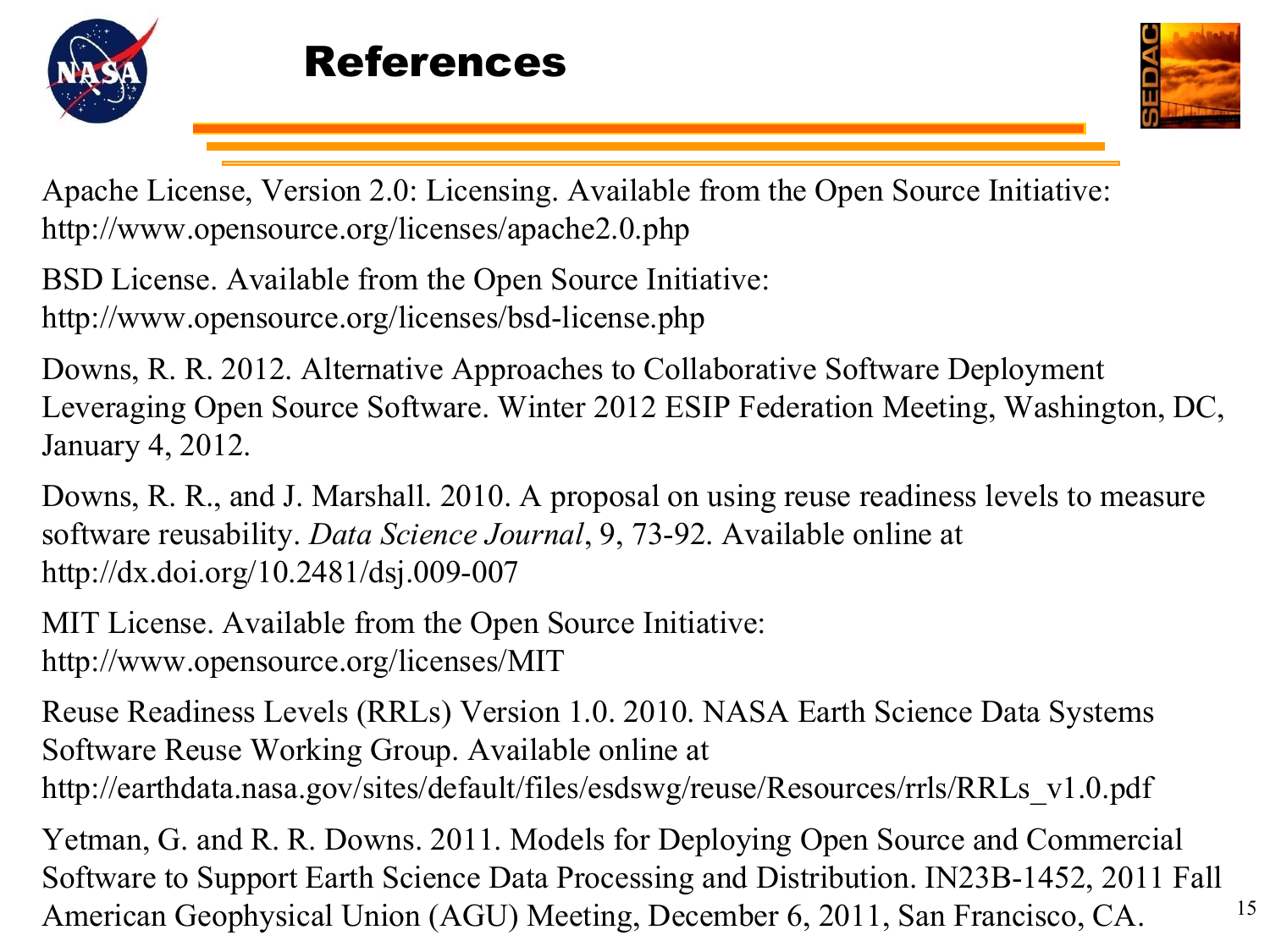# References

Apache License, Version 2.0: Licensing. Available from the Open Source Initiative: http://www.opensource.org/licenses/apache2.0.php

BSD License. Available from the Open Source Initiative: http://www.opensource.org/licenses/bsd-license.php

Downs, R. R. 2012. Alternative Approaches to Collaborative Software Deployment Leveraging Open Source Software. Winter 2012 ESIP Federation Meeting, Washington, DC, January 4, 2012.

Downs, R. R., and J. Marshall. 2010. A proposal on using reuse readiness levels to measure software reusability. *Data Science Journal*, 9, 73-92. Available online at http://dx.doi.org/10.2481/dsj.009-007

MIT License. Available from the Open Source Initiative: http://www.opensource.org/licenses/MIT

Reuse Readiness Levels (RRLs) Version 1.0. 2010. NASA Earth Science Data Systems Software Reuse Working Group. Available online at http://earthdata.nasa.gov/sites/default/files/esdswg/reuse/Resources/rrls/RRLs_v1.0.pdf

Yetman, G. and R. R. Downs. 2011. Models for Deploying Open Source and Commercial Software to Support Earth Science Data Processing and Distribution. IN23B-1452, 2011 Fall American Geophysical Union (AGU) Meeting, December 6, 2011, San Francisco, CA.